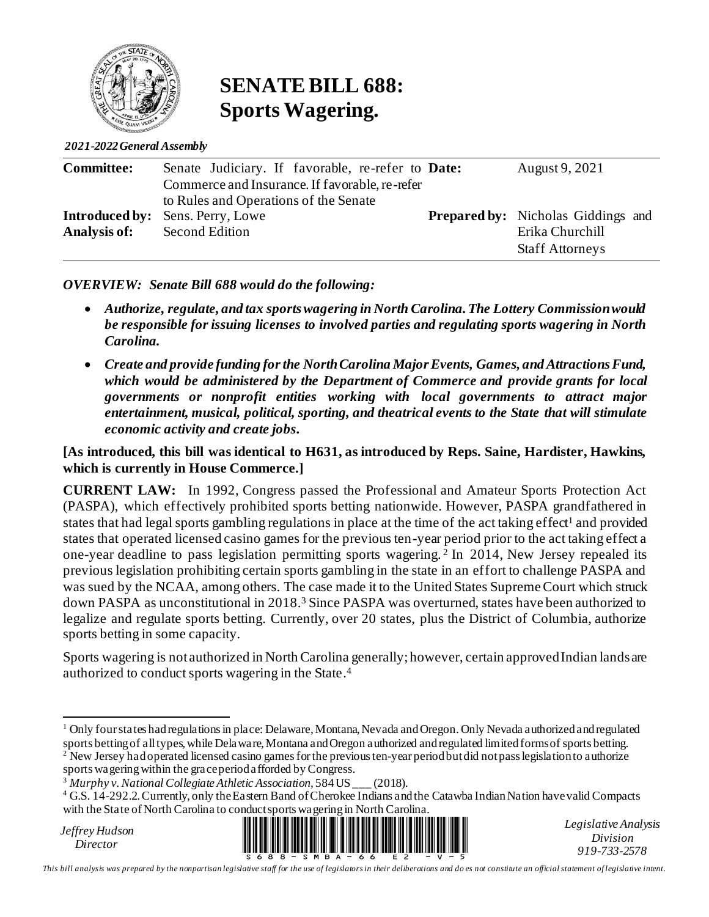# SENATE BILL 688: Sports Wagering.

*2021-2022 General Assembly*

| | | | |
|---|---|---|---|
| **Committee:** | Senate Judiciary. If favorable, re-refer to Commerce and Insurance. If favorable, re-refer to Rules and Operations of the Senate | **Date:** | August 9, 2021 |
| **Introduced by:** | Sens. Perry, Lowe | **Prepared by:** | Nicholas Giddings and Erika Churchill Staff Attorneys |
| **Analysis of:** | Second Edition | | |

***OVERVIEW: Senate Bill 688 would do the following:***

- ***Authorize, regulate, and tax sports wagering in North Carolina. The Lottery Commission would be responsible for issuing licenses to involved parties and regulating sports wagering in North Carolina.***
- ***Create and provide funding for the North Carolina Major Events, Games, and Attractions Fund, which would be administered by the Department of Commerce and provide grants for local governments or nonprofit entities working with local governments to attract major entertainment, musical, political, sporting, and theatrical events to the State that will stimulate economic activity and create jobs.***

**[As introduced, this bill was identical to H631, as introduced by Reps. Saine, Hardister, Hawkins, which is currently in House Commerce.]**

**CURRENT LAW:** In 1992, Congress passed the Professional and Amateur Sports Protection Act (PASPA), which effectively prohibited sports betting nationwide. However, PASPA grandfathered in states that had legal sports gambling regulations in place at the time of the act taking effect[1] and provided states that operated licensed casino games for the previous ten-year period prior to the act taking effect a one-year deadline to pass legislation permitting sports wagering.[2] In 2014, New Jersey repealed its previous legislation prohibiting certain sports gambling in the state in an effort to challenge PASPA and was sued by the NCAA, among others. The case made it to the United States Supreme Court which struck down PASPA as unconstitutional in 2018.[3] Since PASPA was overturned, states have been authorized to legalize and regulate sports betting. Currently, over 20 states, plus the District of Columbia, authorize sports betting in some capacity.

Sports wagering is not authorized in North Carolina generally; however, certain approved Indian lands are authorized to conduct sports wagering in the State.[4]

---

[1] Only four states had regulations in place: Delaware, Montana, Nevada and Oregon. Only Nevada authorized and regulated sports betting of all types, while Delaware, Montana and Oregon authorized and regulated limited forms of sports betting.

[2] New Jersey had operated licensed casino games for the previous ten-year period but did not pass legislation to authorize sports wagering within the grace period afforded by Congress.

[3] *Murphy v. National Collegiate Athletic Association*, 584 US ___ (2018).

[4] G.S. 14-292.2. Currently, only the Eastern Band of Cherokee Indians and the Catawba Indian Nation have valid Compacts with the State of North Carolina to conduct sports wagering in North Carolina.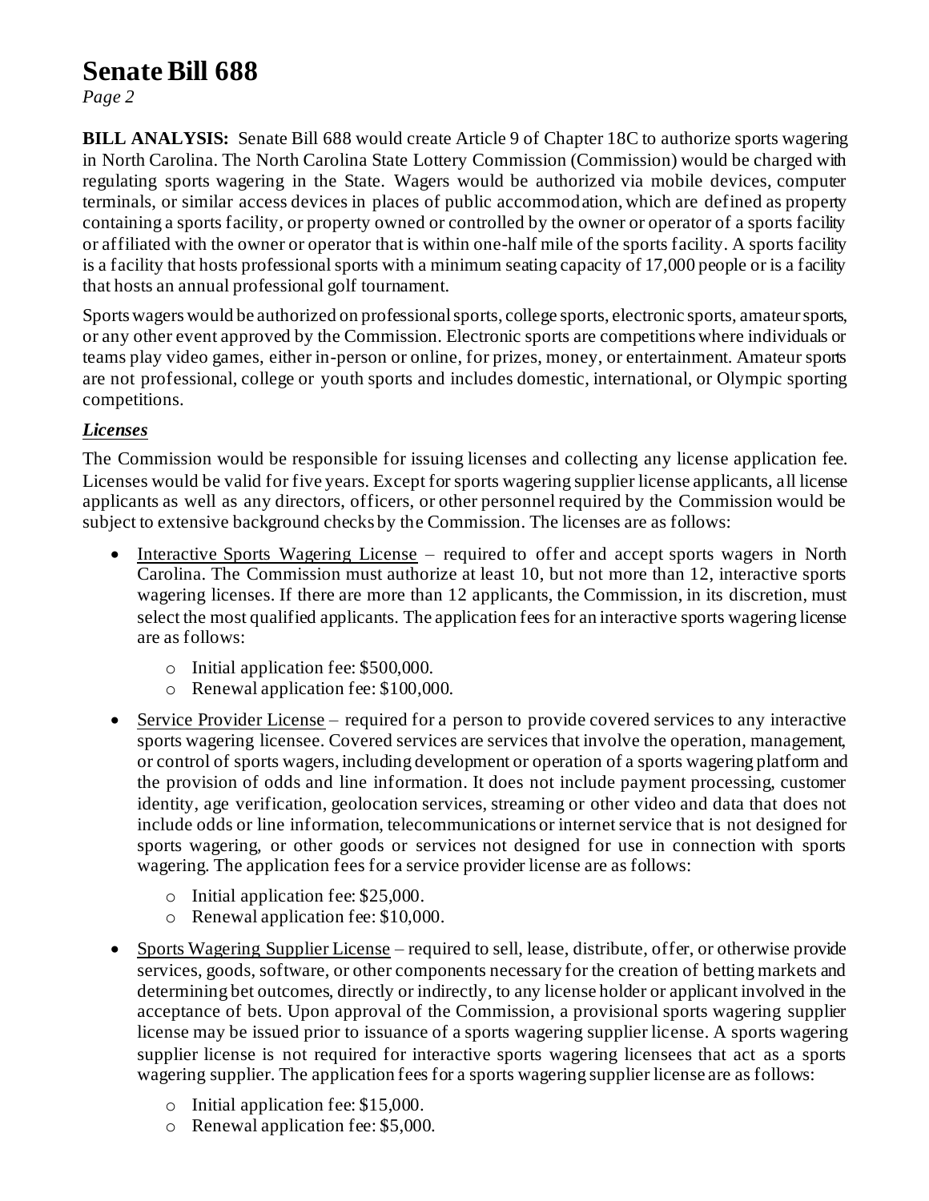**BILL ANALYSIS:** Senate Bill 688 would create Article 9 of Chapter 18C to authorize sports wagering in North Carolina. The North Carolina State Lottery Commission (Commission) would be charged with regulating sports wagering in the State. Wagers would be authorized via mobile devices, computer terminals, or similar access devices in places of public accommodation, which are defined as property containing a sports facility, or property owned or controlled by the owner or operator of a sports facility or affiliated with the owner or operator that is within one-half mile of the sports facility. A sports facility is a facility that hosts professional sports with a minimum seating capacity of 17,000 people or is a facility that hosts an annual professional golf tournament.

Sports wagers would be authorized on professional sports, college sports, electronic sports, amateur sports, or any other event approved by the Commission. Electronic sports are competitions where individuals or teams play video games, either in-person or online, for prizes, money, or entertainment. Amateur sports are not professional, college or youth sports and includes domestic, international, or Olympic sporting competitions.

***Licenses***

The Commission would be responsible for issuing licenses and collecting any license application fee. Licenses would be valid for five years. Except for sports wagering supplier license applicants, all license applicants as well as any directors, officers, or other personnel required by the Commission would be subject to extensive background checks by the Commission. The licenses are as follows:

- Interactive Sports Wagering License – required to offer and accept sports wagers in North Carolina. The Commission must authorize at least 10, but not more than 12, interactive sports wagering licenses. If there are more than 12 applicants, the Commission, in its discretion, must select the most qualified applicants. The application fees for an interactive sports wagering license are as follows:
    - Initial application fee: $500,000.
    - Renewal application fee: $100,000.
- Service Provider License – required for a person to provide covered services to any interactive sports wagering licensee. Covered services are services that involve the operation, management, or control of sports wagers, including development or operation of a sports wagering platform and the provision of odds and line information. It does not include payment processing, customer identity, age verification, geolocation services, streaming or other video and data that does not include odds or line information, telecommunications or internet service that is not designed for sports wagering, or other goods or services not designed for use in connection with sports wagering. The application fees for a service provider license are as follows:
    - Initial application fee: $25,000.
    - Renewal application fee: $10,000.
- Sports Wagering Supplier License – required to sell, lease, distribute, offer, or otherwise provide services, goods, software, or other components necessary for the creation of betting markets and determining bet outcomes, directly or indirectly, to any license holder or applicant involved in the acceptance of bets. Upon approval of the Commission, a provisional sports wagering supplier license may be issued prior to issuance of a sports wagering supplier license. A sports wagering supplier license is not required for interactive sports wagering licensees that act as a sports wagering supplier. The application fees for a sports wagering supplier license are as follows:
    - Initial application fee: $15,000.
    - Renewal application fee: $5,000.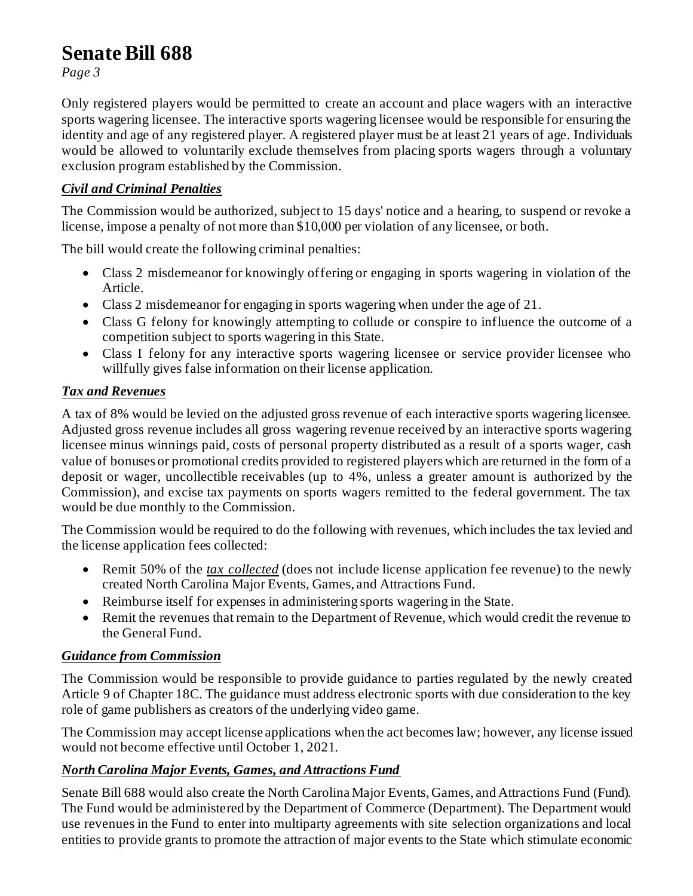Only registered players would be permitted to create an account and place wagers with an interactive sports wagering licensee. The interactive sports wagering licensee would be responsible for ensuring the identity and age of any registered player. A registered player must be at least 21 years of age. Individuals would be allowed to voluntarily exclude themselves from placing sports wagers through a voluntary exclusion program established by the Commission.

***Civil and Criminal Penalties***

The Commission would be authorized, subject to 15 days' notice and a hearing, to suspend or revoke a license, impose a penalty of not more than $10,000 per violation of any licensee, or both.

The bill would create the following criminal penalties:

- Class 2 misdemeanor for knowingly offering or engaging in sports wagering in violation of the Article.
- Class 2 misdemeanor for engaging in sports wagering when under the age of 21.
- Class G felony for knowingly attempting to collude or conspire to influence the outcome of a competition subject to sports wagering in this State.
- Class I felony for any interactive sports wagering licensee or service provider licensee who willfully gives false information on their license application.

***Tax and Revenues***

A tax of 8% would be levied on the adjusted gross revenue of each interactive sports wagering licensee. Adjusted gross revenue includes all gross wagering revenue received by an interactive sports wagering licensee minus winnings paid, costs of personal property distributed as a result of a sports wager, cash value of bonuses or promotional credits provided to registered players which are returned in the form of a deposit or wager, uncollectible receivables (up to 4%, unless a greater amount is authorized by the Commission), and excise tax payments on sports wagers remitted to the federal government. The tax would be due monthly to the Commission.

The Commission would be required to do the following with revenues, which includes the tax levied and the license application fees collected:

- Remit 50% of the *tax collected* (does not include license application fee revenue) to the newly created North Carolina Major Events, Games, and Attractions Fund.
- Reimburse itself for expenses in administering sports wagering in the State.
- Remit the revenues that remain to the Department of Revenue, which would credit the revenue to the General Fund.

***Guidance from Commission***

The Commission would be responsible to provide guidance to parties regulated by the newly created Article 9 of Chapter 18C. The guidance must address electronic sports with due consideration to the key role of game publishers as creators of the underlying video game.

The Commission may accept license applications when the act becomes law; however, any license issued would not become effective until October 1, 2021.

***North Carolina Major Events, Games, and Attractions Fund***

Senate Bill 688 would also create the North Carolina Major Events, Games, and Attractions Fund (Fund). The Fund would be administered by the Department of Commerce (Department). The Department would use revenues in the Fund to enter into multiparty agreements with site selection organizations and local entities to provide grants to promote the attraction of major events to the State which stimulate economic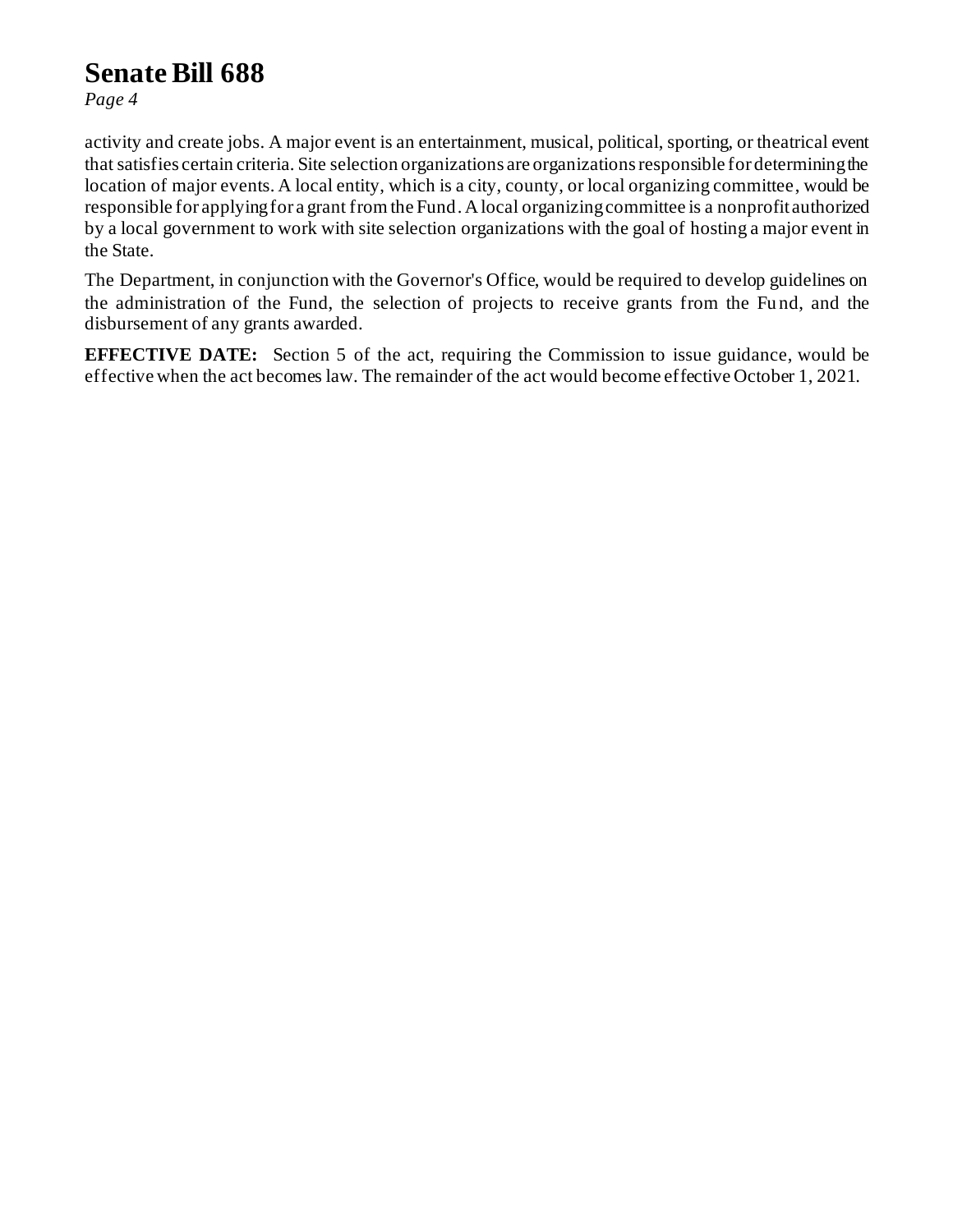activity and create jobs. A major event is an entertainment, musical, political, sporting, or theatrical event that satisfies certain criteria. Site selection organizations are organizations responsible for determining the location of major events. A local entity, which is a city, county, or local organizing committee, would be responsible for applying for a grant from the Fund. A local organizing committee is a nonprofit authorized by a local government to work with site selection organizations with the goal of hosting a major event in the State.

The Department, in conjunction with the Governor's Office, would be required to develop guidelines on the administration of the Fund, the selection of projects to receive grants from the Fund, and the disbursement of any grants awarded.

**EFFECTIVE DATE:** Section 5 of the act, requiring the Commission to issue guidance, would be effective when the act becomes law. The remainder of the act would become effective October 1, 2021.